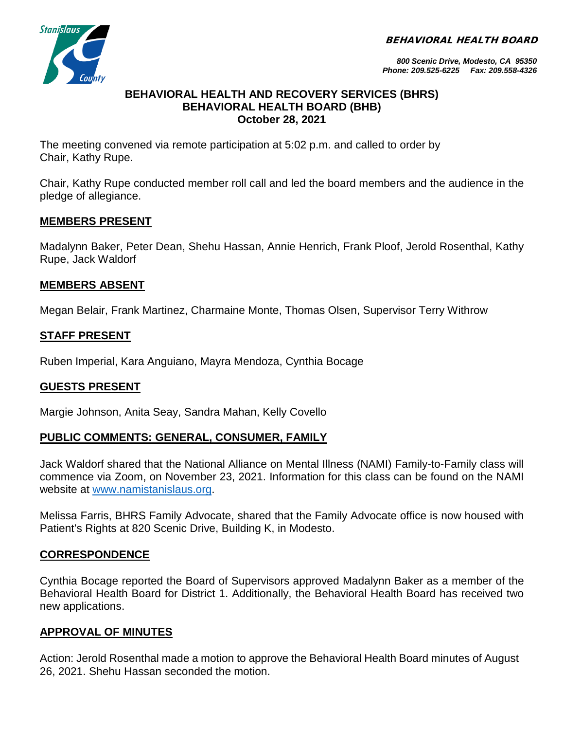**BEHAVIORAL HEALTH BOARD**

*800 Scenic Drive, Modesto, CA 95350*
*Phone: 209.525-6225 Fax: 209.558-4326*

# BEHAVIORAL HEALTH AND RECOVERY SERVICES (BHRS)
# BEHAVIORAL HEALTH BOARD (BHB)
## October 28, 2021

The meeting convened via remote participation at 5:02 p.m. and called to order by Chair, Kathy Rupe.

Chair, Kathy Rupe conducted member roll call and led the board members and the audience in the pledge of allegiance.

### MEMBERS PRESENT

Madalynn Baker, Peter Dean, Shehu Hassan, Annie Henrich, Frank Ploof, Jerold Rosenthal, Kathy Rupe, Jack Waldorf

### MEMBERS ABSENT

Megan Belair, Frank Martinez, Charmaine Monte, Thomas Olsen, Supervisor Terry Withrow

### STAFF PRESENT

Ruben Imperial, Kara Anguiano, Mayra Mendoza, Cynthia Bocage

### GUESTS PRESENT

Margie Johnson, Anita Seay, Sandra Mahan, Kelly Covello

### PUBLIC COMMENTS: GENERAL, CONSUMER, FAMILY

Jack Waldorf shared that the National Alliance on Mental Illness (NAMI) Family-to-Family class will commence via Zoom, on November 23, 2021. Information for this class can be found on the NAMI website at www.namistanislaus.org.

Melissa Farris, BHRS Family Advocate, shared that the Family Advocate office is now housed with Patient's Rights at 820 Scenic Drive, Building K, in Modesto.

### CORRESPONDENCE

Cynthia Bocage reported the Board of Supervisors approved Madalynn Baker as a member of the Behavioral Health Board for District 1. Additionally, the Behavioral Health Board has received two new applications.

### APPROVAL OF MINUTES

Action: Jerold Rosenthal made a motion to approve the Behavioral Health Board minutes of August 26, 2021. Shehu Hassan seconded the motion.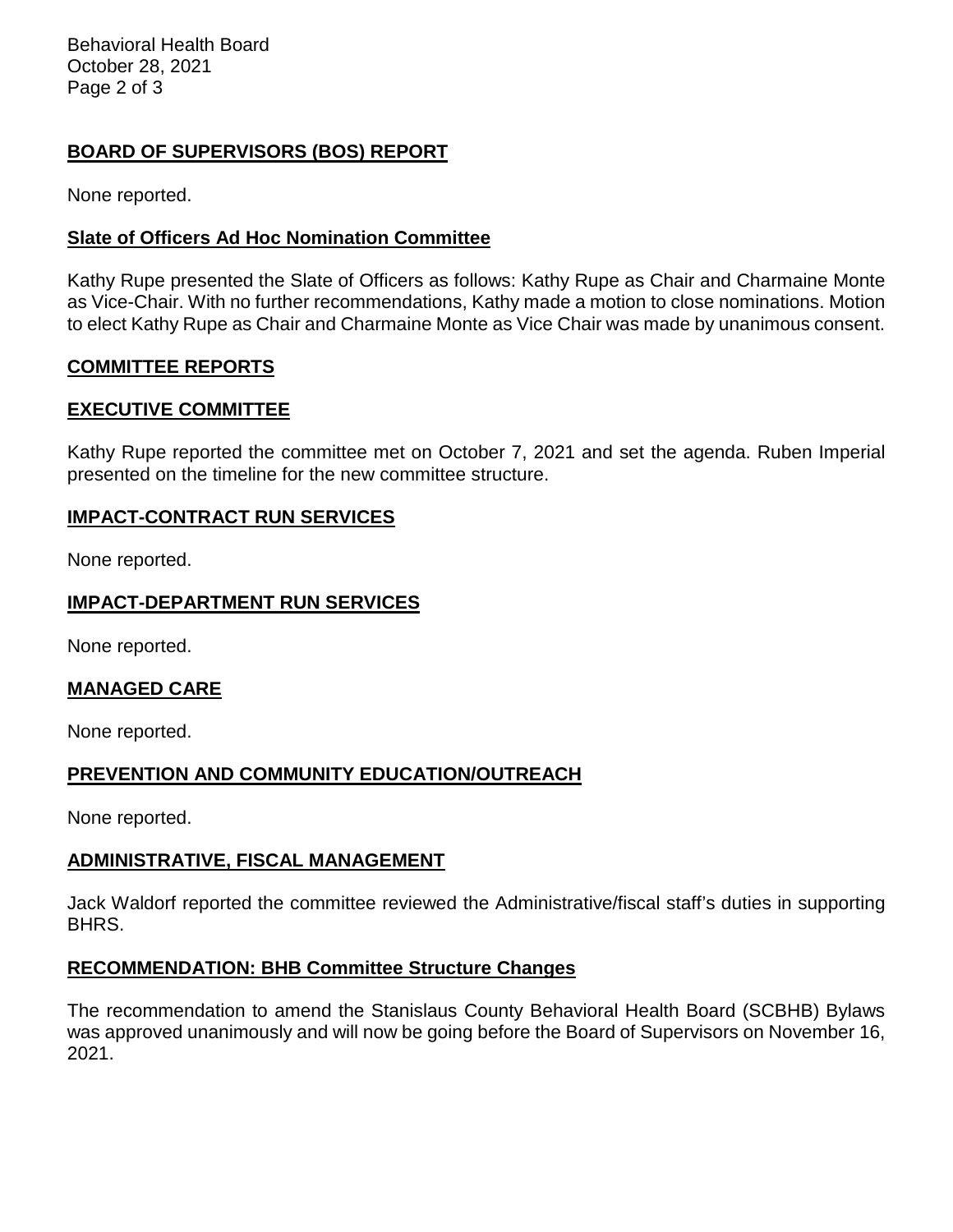## BOARD OF SUPERVISORS (BOS) REPORT

None reported.

## Slate of Officers Ad Hoc Nomination Committee

Kathy Rupe presented the Slate of Officers as follows: Kathy Rupe as Chair and Charmaine Monte as Vice-Chair. With no further recommendations, Kathy made a motion to close nominations. Motion to elect Kathy Rupe as Chair and Charmaine Monte as Vice Chair was made by unanimous consent.

## COMMITTEE REPORTS

## EXECUTIVE COMMITTEE

Kathy Rupe reported the committee met on October 7, 2021 and set the agenda. Ruben Imperial presented on the timeline for the new committee structure.

## IMPACT-CONTRACT RUN SERVICES

None reported.

## IMPACT-DEPARTMENT RUN SERVICES

None reported.

## MANAGED CARE

None reported.

## PREVENTION AND COMMUNITY EDUCATION/OUTREACH

None reported.

## ADMINISTRATIVE, FISCAL MANAGEMENT

Jack Waldorf reported the committee reviewed the Administrative/fiscal staff's duties in supporting BHRS.

## RECOMMENDATION: BHB Committee Structure Changes

The recommendation to amend the Stanislaus County Behavioral Health Board (SCBHB) Bylaws was approved unanimously and will now be going before the Board of Supervisors on November 16, 2021.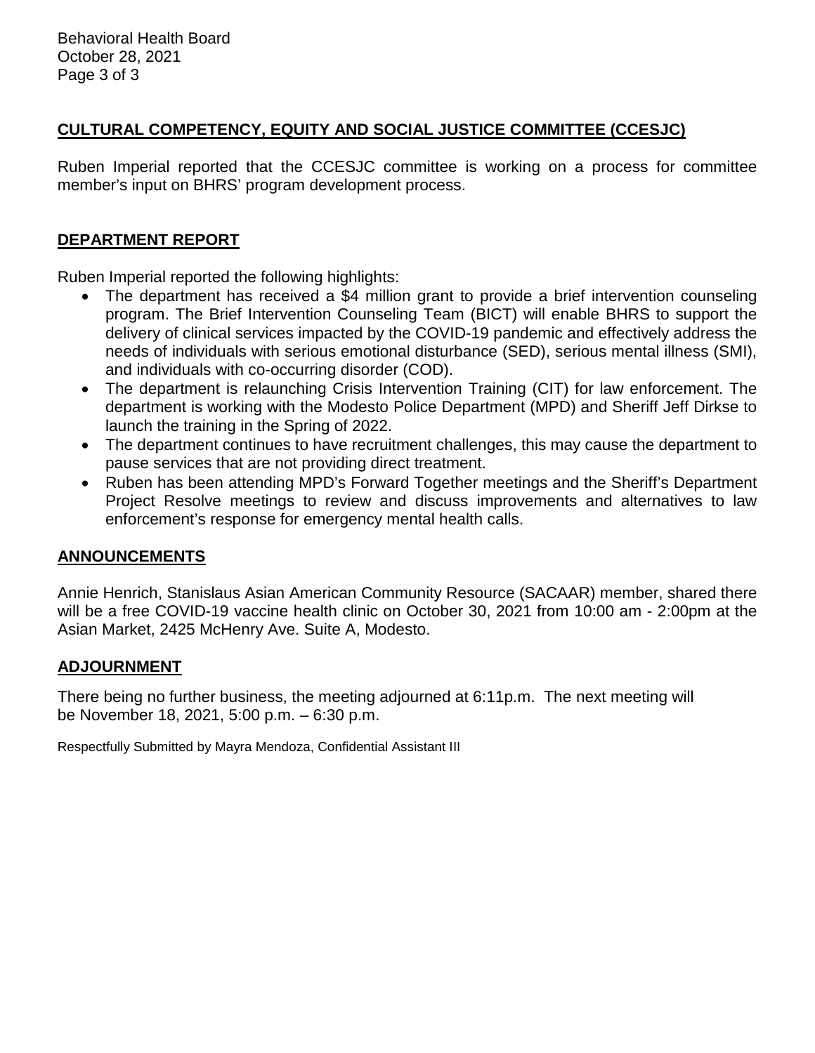## CULTURAL COMPETENCY, EQUITY AND SOCIAL JUSTICE COMMITTEE (CCESJC)

Ruben Imperial reported that the CCESJC committee is working on a process for committee member's input on BHRS' program development process.

## DEPARTMENT REPORT

Ruben Imperial reported the following highlights:

- The department has received a $4 million grant to provide a brief intervention counseling program. The Brief Intervention Counseling Team (BICT) will enable BHRS to support the delivery of clinical services impacted by the COVID-19 pandemic and effectively address the needs of individuals with serious emotional disturbance (SED), serious mental illness (SMI), and individuals with co-occurring disorder (COD).
- The department is relaunching Crisis Intervention Training (CIT) for law enforcement. The department is working with the Modesto Police Department (MPD) and Sheriff Jeff Dirkse to launch the training in the Spring of 2022.
- The department continues to have recruitment challenges, this may cause the department to pause services that are not providing direct treatment.
- Ruben has been attending MPD's Forward Together meetings and the Sheriff's Department Project Resolve meetings to review and discuss improvements and alternatives to law enforcement's response for emergency mental health calls.

## ANNOUNCEMENTS

Annie Henrich, Stanislaus Asian American Community Resource (SACAAR) member, shared there will be a free COVID-19 vaccine health clinic on October 30, 2021 from 10:00 am - 2:00pm at the Asian Market, 2425 McHenry Ave. Suite A, Modesto.

## ADJOURNMENT

There being no further business, the meeting adjourned at 6:11p.m. The next meeting will be November 18, 2021, 5:00 p.m. – 6:30 p.m.

Respectfully Submitted by Mayra Mendoza, Confidential Assistant III